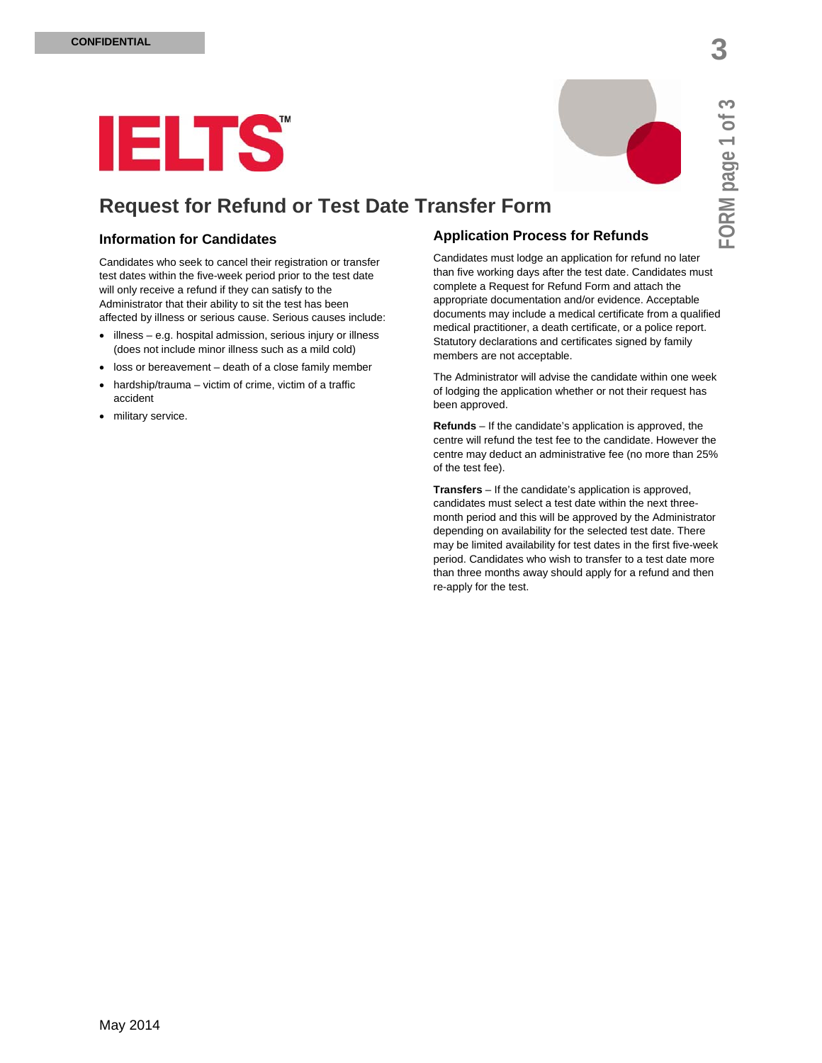CONFIDENTIAL

# IELTS™

## Request for Refund or Test Date Transfer Form

### Information for Candidates

Candidates who seek to cancel their registration or transfer test dates within the five-week period prior to the test date will only receive a refund if they can satisfy to the Administrator that their ability to sit the test has been affected by illness or serious cause. Serious causes include:

- illness – e.g. hospital admission, serious injury or illness (does not include minor illness such as a mild cold)
- loss or bereavement – death of a close family member
- hardship/trauma – victim of crime, victim of a traffic accident
- military service.

### Application Process for Refunds

Candidates must lodge an application for refund no later than five working days after the test date. Candidates must complete a Request for Refund Form and attach the appropriate documentation and/or evidence. Acceptable documents may include a medical certificate from a qualified medical practitioner, a death certificate, or a police report. Statutory declarations and certificates signed by family members are not acceptable.

The Administrator will advise the candidate within one week of lodging the application whether or not their request has been approved.

**Refunds** – If the candidate's application is approved, the centre will refund the test fee to the candidate. However the centre may deduct an administrative fee (no more than 25% of the test fee).

**Transfers** – If the candidate's application is approved, candidates must select a test date within the next three-month period and this will be approved by the Administrator depending on availability for the selected test date. There may be limited availability for test dates in the first five-week period. Candidates who wish to transfer to a test date more than three months away should apply for a refund and then re-apply for the test.

May 2014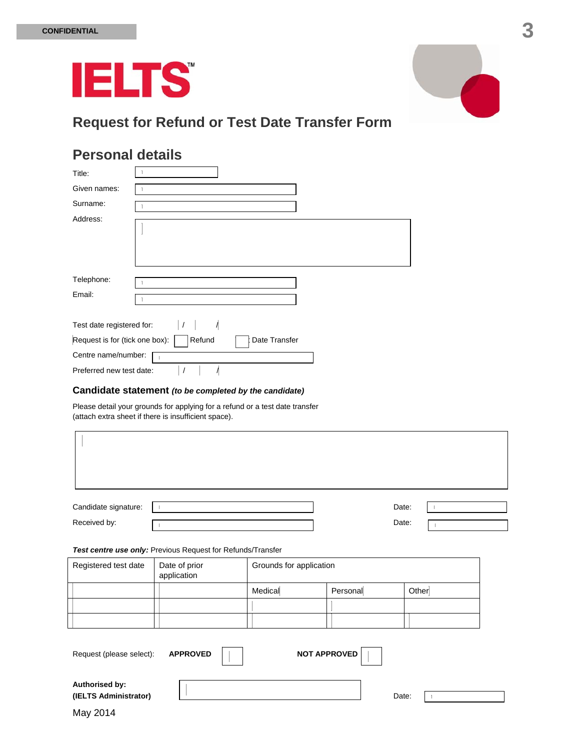CONFIDENTIAL

# IELTS™

## Request for Refund or Test Date Transfer Form

## Personal details

Title:

Given names:

Surname:

Address:

Telephone:

Email:

Test date registered for: / /

Request is for (tick one box): ☐ Refund ☐ Date Transfer

Centre name/number:

Preferred new test date: / /

### Candidate statement *(to be completed by the candidate)*

Please detail your grounds for applying for a refund or a test date transfer (attach extra sheet if there is insufficient space).

Candidate signature: Date:

Received by: Date:

***Test centre use only:*** Previous Request for Refunds/Transfer

| Registered test date | Date of prior application | Grounds for application | | |
|---|---|---|---|---|
| | | Medical | Personal | Other |
| | | | | |
| | | | | |

Request (please select): **APPROVED** ☐ **NOT APPROVED** ☐

**Authorised by:**
**(IELTS Administrator)** Date:

May 2014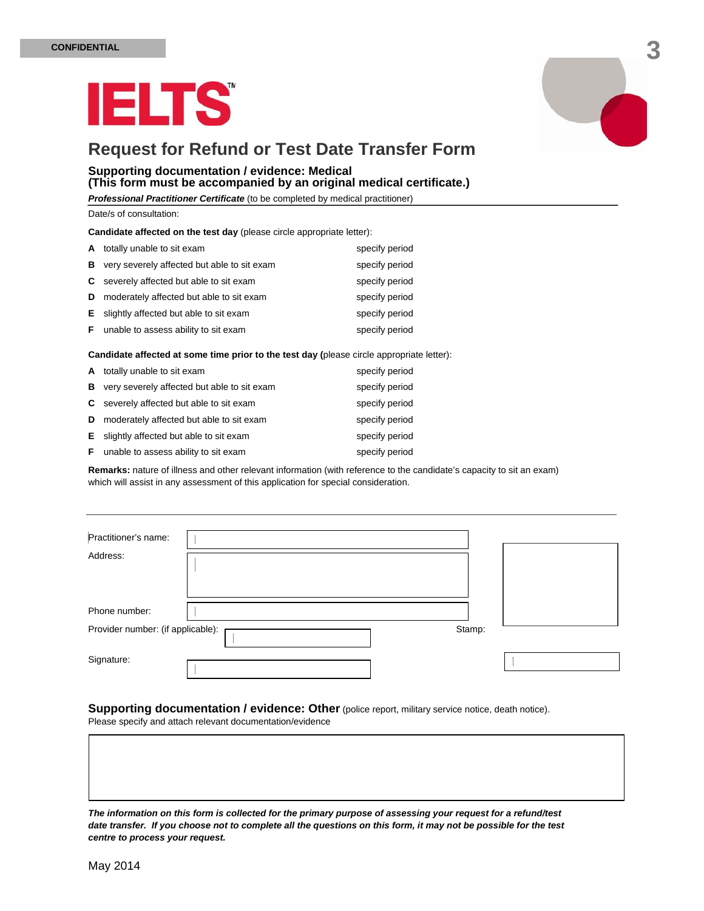CONFIDENTIAL

# IELTS™

## Request for Refund or Test Date Transfer Form

### Supporting documentation / evidence: Medical
### (This form must be accompanied by an original medical certificate.)

***Professional Practitioner Certificate*** (to be completed by medical practitioner)

Date/s of consultation:

**Candidate affected on the test day** (please circle appropriate letter):

| | | |
|---|---|---|
| **A** | totally unable to sit exam | specify period |
| **B** | very severely affected but able to sit exam | specify period |
| **C** | severely affected but able to sit exam | specify period |
| **D** | moderately affected but able to sit exam | specify period |
| **E** | slightly affected but able to sit exam | specify period |
| **F** | unable to assess ability to sit exam | specify period |

**Candidate affected at some time prior to the test day (**please circle appropriate letter):

| | | |
|---|---|---|
| **A** | totally unable to sit exam | specify period |
| **B** | very severely affected but able to sit exam | specify period |
| **C** | severely affected but able to sit exam | specify period |
| **D** | moderately affected but able to sit exam | specify period |
| **E** | slightly affected but able to sit exam | specify period |
| **F** | unable to assess ability to sit exam | specify period |

**Remarks:** nature of illness and other relevant information (with reference to the candidate's capacity to sit an exam) which will assist in any assessment of this application for special consideration.

Practitioner's name:

Address:

Phone number:

Provider number: (if applicable):

Stamp:

Signature:

**Supporting documentation / evidence: Other** (police report, military service notice, death notice).
Please specify and attach relevant documentation/evidence

***The information on this form is collected for the primary purpose of assessing your request for a refund/test date transfer. If you choose not to complete all the questions on this form, it may not be possible for the test centre to process your request.***

May 2014